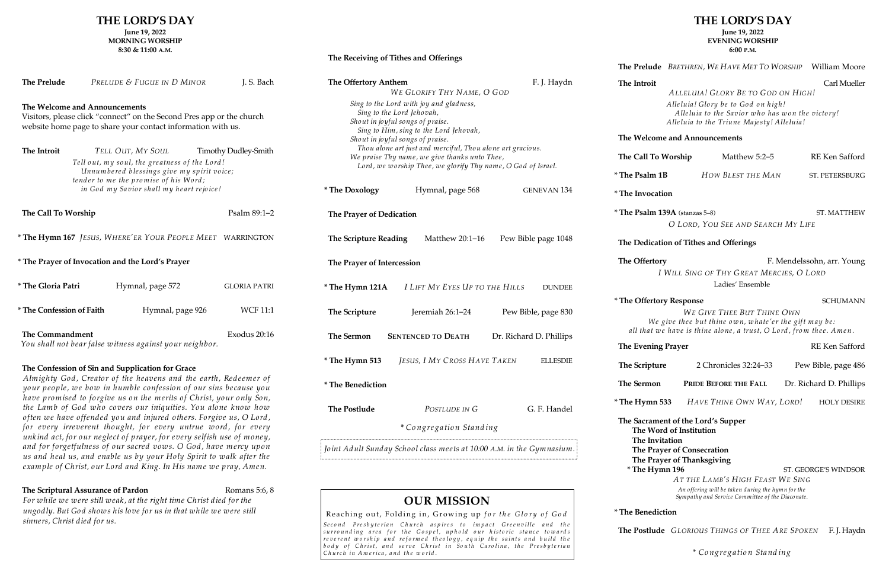# THE LORD'S DAY

**June 19, 2022**
**MORNING WORSHIP**
**8:30 & 11:00 A.M.**

**The Prelude** — *PRELUDE & FUGUE IN D MINOR* — J. S. Bach

**The Welcome and Announcements**
Visitors, please click "connect" on the Second Pres app or the church website home page to share your contact information with us.

**The Introit** — *TELL OUT, MY SOUL* — Timothy Dudley-Smith

*Tell out, my soul, the greatness of the Lord!*
*Unnumbered blessings give my spirit voice;*
*tender to me the promise of his Word;*
*in God my Savior shall my heart rejoice!*

**The Call To Worship** — Psalm 89:1–2

\* **The Hymn 167** *JESUS, WHERE'ER YOUR PEOPLE MEET* — WARRINGTON

\* **The Prayer of Invocation and the Lord's Prayer**

\* **The Gloria Patri** — Hymnal, page 572 — GLORIA PATRI

\* **The Confession of Faith** — Hymnal, page 926 — WCF 11:1

**The Commandment** — Exodus 20:16
*You shall not bear false witness against your neighbor.*

**The Confession of Sin and Supplication for Grace**
*Almighty God, Creator of the heavens and the earth, Redeemer of your people, we bow in humble confession of our sins because you have promised to forgive us on the merits of Christ, your only Son, the Lamb of God who covers our iniquities. You alone know how often we have offended you and injured others. Forgive us, O Lord, for every irreverent thought, for every untrue word, for every unkind act, for our neglect of prayer, for every selfish use of money, and for forgetfulness of our sacred vows. O God, have mercy upon us and heal us, and enable us by your Holy Spirit to walk after the example of Christ, our Lord and King. In His name we pray, Amen.*

**The Scriptural Assurance of Pardon** — Romans 5:6, 8
*For while we were still weak, at the right time Christ died for the ungodly. But God shows his love for us in that while we were still sinners, Christ died for us.*

**The Receiving of Tithes and Offerings**

**The Offertory Anthem** — F. J. Haydn
*WE GLORIFY THY NAME, O GOD*

*Sing to the Lord with joy and gladness,*
*Sing to the Lord Jehovah,*
*Shout in joyful songs of praise.*
*Sing to Him, sing to the Lord Jehovah,*
*Shout in joyful songs of praise.*
*Thou alone art just and merciful, Thou alone art gracious.*
*We praise Thy name, we give thanks unto Thee,*
*Lord, we worship Thee, we glorify Thy name, O God of Israel.*

\* **The Doxology** — Hymnal, page 568 — GENEVAN 134

**The Prayer of Dedication**

**The Scripture Reading** — Matthew 20:1–16 — Pew Bible page 1048

**The Prayer of Intercession**

\* **The Hymn 121A** — *I LIFT MY EYES UP TO THE HILLS* — DUNDEE

**The Scripture** — Jeremiah 26:1–24 — Pew Bible, page 830

**The Sermon** — **SENTENCED TO DEATH** — Dr. Richard D. Phillips

\* **The Hymn 513** — *JESUS, I MY CROSS HAVE TAKEN* — ELLESDIE

\* **The Benediction**

**The Postlude** — *POSTLUDE IN G* — G. F. Handel

*\* Congregation Standing*

*Joint Adult Sunday School class meets at 10:00 A.M. in the Gymnasium.*

## OUR MISSION

Reaching out, Folding in, Growing up *for the Glory of God*

*Second Presbyterian Church aspires to impact Greenville and the surrounding area for the Gospel, uphold our historic stance towards reverent worship and reformed theology, equip the saints and build the body of Christ, and serve Christ in South Carolina, the Presbyterian Church in America, and the world.*

# THE LORD'S DAY

**June 19, 2022**
**EVENING WORSHIP**
**6:00 P.M.**

**The Prelude** — *BRETHREN, WE HAVE MET TO WORSHIP* — William Moore

**The Introit** — Carl Mueller
*ALLELUIA! GLORY BE TO GOD ON HIGH!*

*Alleluia! Glory be to God on high!*
*Alleluia to the Savior who has won the victory!*
*Alleluia to the Triune Majesty! Alleluia!*

**The Welcome and Announcements**

**The Call To Worship** — Matthew 5:2–5 — RE Ken Safford

\* **The Psalm 1B** — *HOW BLEST THE MAN* — ST. PETERSBURG

\* **The Invocation**

\* **The Psalm 139A** (stanzas 5–8) — ST. MATTHEW
*O LORD, YOU SEE AND SEARCH MY LIFE*

**The Dedication of Tithes and Offerings**

**The Offertory** — F. Mendelssohn, arr. Young
*I WILL SING OF THY GREAT MERCIES, O LORD*
Ladies' Ensemble

\* **The Offertory Response** — SCHUMANN
*WE GIVE THEE BUT THINE OWN*
*We give thee but thine own, whate'er the gift may be:*
*all that we have is thine alone, a trust, O Lord, from thee. Amen.*

**The Evening Prayer** — RE Ken Safford

**The Scripture** — 2 Chronicles 32:24–33 — Pew Bible, page 486

**The Sermon** — **PRIDE BEFORE THE FALL** — Dr. Richard D. Phillips

\* **The Hymn 533** — *HAVE THINE OWN WAY, LORD!* — HOLY DESIRE

**The Sacrament of the Lord's Supper**
**The Word of Institution**
**The Invitation**
**The Prayer of Consecration**
**The Prayer of Thanksgiving**
\* **The Hymn 196** — ST. GEORGE'S WINDSOR
*AT THE LAMB'S HIGH FEAST WE SING*
*An offering will be taken during the hymn for the Sympathy and Service Committee of the Diaconate.*

\* **The Benediction**

**The Postlude** — *GLORIOUS THINGS OF THEE ARE SPOKEN* — F. J. Haydn

*\* Congregation Standing*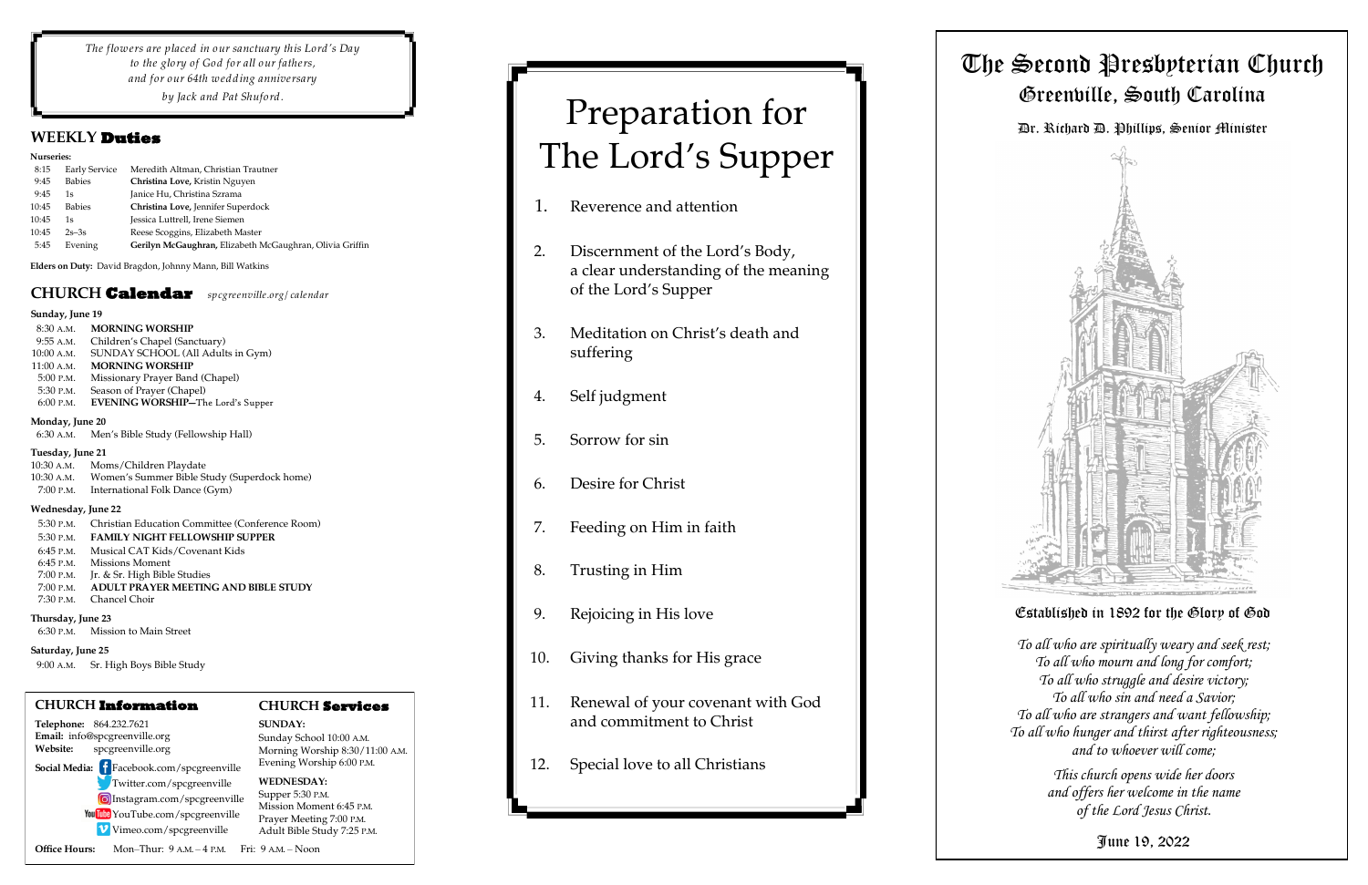*The flowers are placed in our sanctuary this Lord's Day to the glory of God for all our fathers, and for our 64th wedding anniversary by Jack and Pat Shuford.*

## WEEKLY Duties

**Nurseries:**

| | | |
|---|---|---|
| 8:15 | Early Service | Meredith Altman, Christian Trautner |
| 9:45 | Babies | **Christina Love,** Kristin Nguyen |
| 9:45 | 1s | Janice Hu, Christina Szrama |
| 10:45 | Babies | **Christina Love,** Jennifer Superdock |
| 10:45 | 1s | Jessica Luttrell, Irene Siemen |
| 10:45 | 2s–3s | Reese Scoggins, Elizabeth Master |
| 5:45 | Evening | **Gerilyn McGaughran,** Elizabeth McGaughran, Olivia Griffin |

**Elders on Duty:** David Bragdon, Johnny Mann, Bill Watkins

## CHURCH Calendar

*spcgreenville.org/calendar*

**Sunday, June 19**

| | |
|---|---|
| 8:30 A.M. | **MORNING WORSHIP** |
| 9:55 A.M. | Children's Chapel (Sanctuary) |
| 10:00 A.M. | SUNDAY SCHOOL (All Adults in Gym) |
| 11:00 A.M. | **MORNING WORSHIP** |
| 5:00 P.M. | Missionary Prayer Band (Chapel) |
| 5:30 P.M. | Season of Prayer (Chapel) |
| 6:00 P.M. | **EVENING WORSHIP**—The Lord's Supper |

**Monday, June 20**

| | |
|---|---|
| 6:30 A.M. | Men's Bible Study (Fellowship Hall) |

**Tuesday, June 21**

| | |
|---|---|
| 10:30 A.M. | Moms/Children Playdate |
| 10:30 A.M. | Women's Summer Bible Study (Superdock home) |
| 7:00 P.M. | International Folk Dance (Gym) |

**Wednesday, June 22**

| | |
|---|---|
| 5:30 P.M. | Christian Education Committee (Conference Room) |
| 5:30 P.M. | **FAMILY NIGHT FELLOWSHIP SUPPER** |
| 6:45 P.M. | Musical CAT Kids/Covenant Kids |
| 6:45 P.M. | Missions Moment |
| 7:00 P.M. | Jr. & Sr. High Bible Studies |
| 7:00 P.M. | **ADULT PRAYER MEETING AND BIBLE STUDY** |
| 7:30 P.M. | Chancel Choir |

**Thursday, June 23**

| | |
|---|---|
| 6:30 P.M. | Mission to Main Street |

**Saturday, June 25**

| | |
|---|---|
| 9:00 A.M. | Sr. High Boys Bible Study |

## CHURCH Information

**Telephone:** 864.232.7621
**Email:** info@spcgreenville.org
**Website:** spcgreenville.org

**Social Media:**
Facebook.com/spcgreenville
Twitter.com/spcgreenville
Instagram.com/spcgreenville
YouTube.com/spcgreenville
Vimeo.com/spcgreenville

## CHURCH Services

**SUNDAY:**
Sunday School 10:00 A.M.
Morning Worship 8:30/11:00 A.M.
Evening Worship 6:00 P.M.

**WEDNESDAY:**
Supper 5:30 P.M.
Mission Moment 6:45 P.M.
Prayer Meeting 7:00 P.M.
Adult Bible Study 7:25 P.M.

**Office Hours:** Mon–Thur: 9 A.M. – 4 P.M. Fri: 9 A.M. – Noon

# Preparation for The Lord's Supper

1. Reverence and attention
2. Discernment of the Lord's Body, a clear understanding of the meaning of the Lord's Supper
3. Meditation on Christ's death and suffering
4. Self judgment
5. Sorrow for sin
6. Desire for Christ
7. Feeding on Him in faith
8. Trusting in Him
9. Rejoicing in His love
10. Giving thanks for His grace
11. Renewal of your covenant with God and commitment to Christ
12. Special love to all Christians

# The Second Presbyterian Church

## Greenville, South Carolina

Dr. Richard D. Phillips, Senior Minister

Established in 1892 for the Glory of God

*To all who are spiritually weary and seek rest;*
*To all who mourn and long for comfort;*
*To all who struggle and desire victory;*
*To all who sin and need a Savior;*
*To all who are strangers and want fellowship;*
*To all who hunger and thirst after righteousness;*
*and to whoever will come;*

*This church opens wide her doors and offers her welcome in the name of the Lord Jesus Christ.*

June 19, 2022